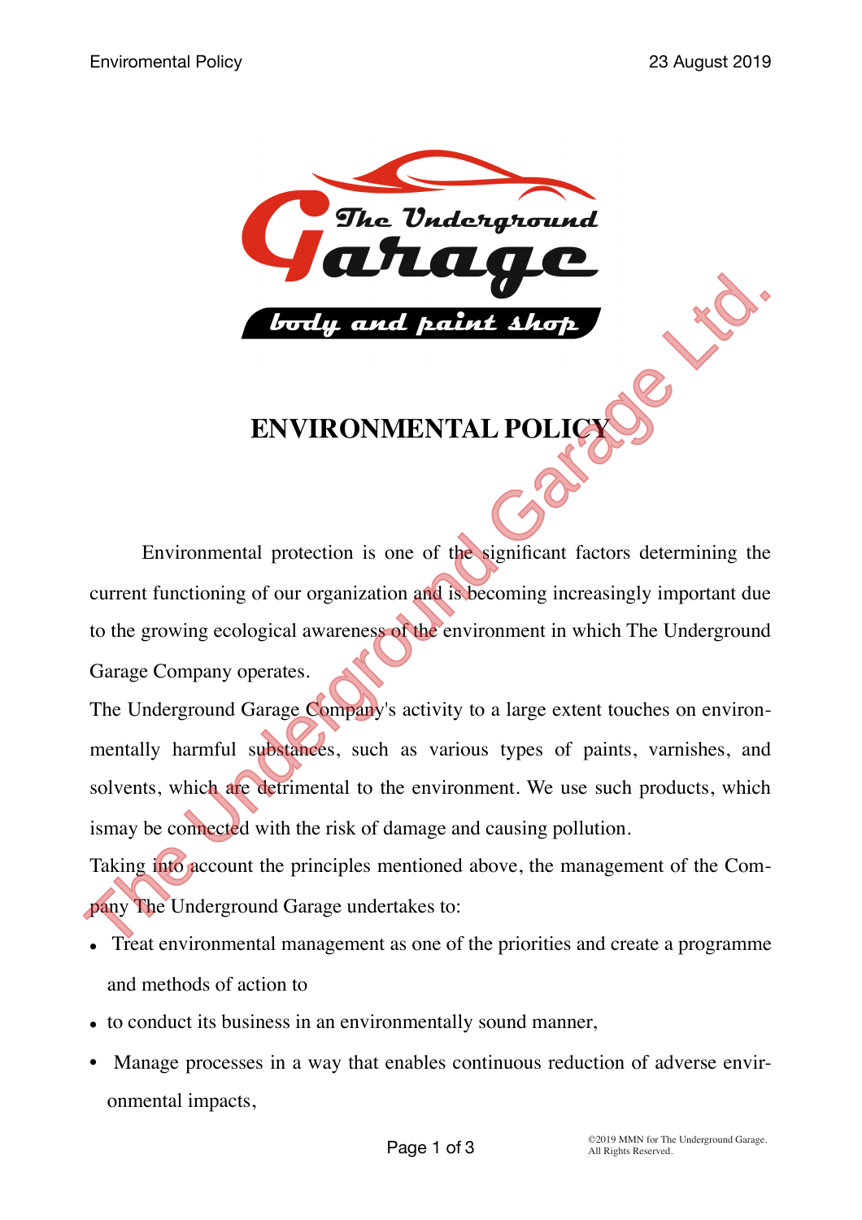# ENVIRONMENTAL POLICY

Environmental protection is one of the significant factors determining the current functioning of our organization and is becoming increasingly important due to the growing ecological awareness of the environment in which The Underground Garage Company operates.

The Underground Garage Company's activity to a large extent touches on environmentally harmful substances, such as various types of paints, varnishes, and solvents, which are detrimental to the environment. We use such products, which ismay be connected with the risk of damage and causing pollution.

Taking into account the principles mentioned above, the management of the Company The Underground Garage undertakes to:

- Treat environmental management as one of the priorities and create a programme and methods of action to
- to conduct its business in an environmentally sound manner,
- Manage processes in a way that enables continuous reduction of adverse environmental impacts,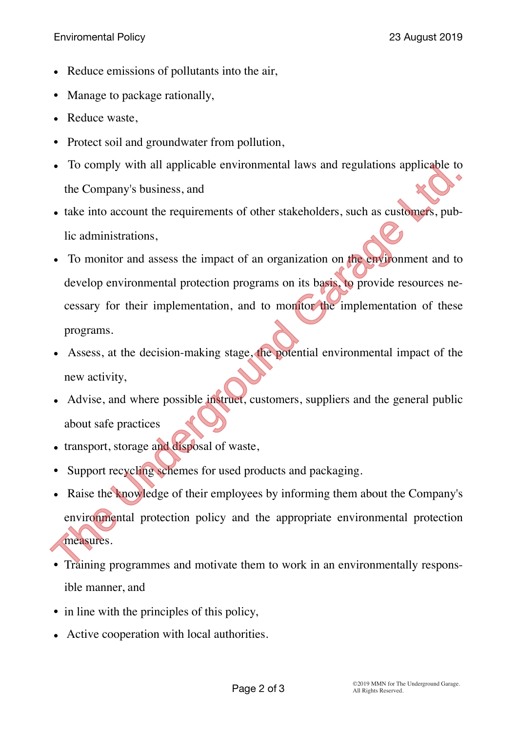- Reduce emissions of pollutants into the air,
- Manage to package rationally,
- Reduce waste,
- Protect soil and groundwater from pollution,
- To comply with all applicable environmental laws and regulations applicable to the Company's business, and
- take into account the requirements of other stakeholders, such as customers, public administrations,
- To monitor and assess the impact of an organization on the environment and to develop environmental protection programs on its basis, to provide resources necessary for their implementation, and to monitor the implementation of these programs.
- Assess, at the decision-making stage, the potential environmental impact of the new activity,
- Advise, and where possible instruct, customers, suppliers and the general public about safe practices
- transport, storage and disposal of waste,
- Support recycling schemes for used products and packaging.
- Raise the knowledge of their employees by informing them about the Company's environmental protection policy and the appropriate environmental protection measures.
- Training programmes and motivate them to work in an environmentally responsible manner, and
- in line with the principles of this policy,
- Active cooperation with local authorities.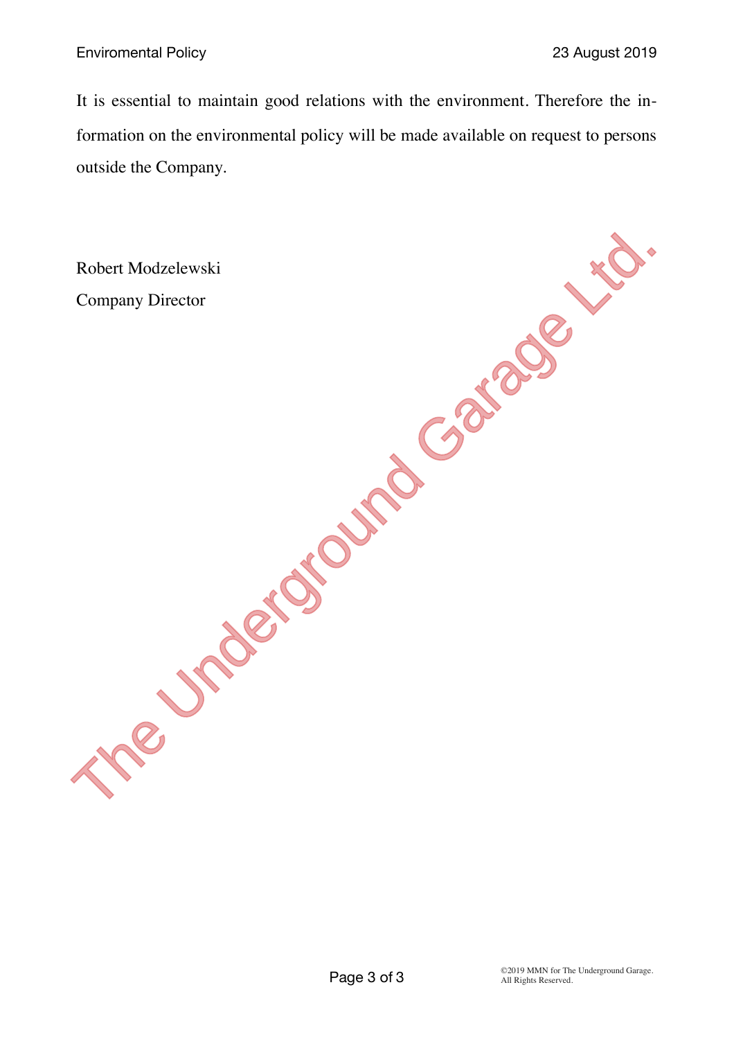It is essential to maintain good relations with the environment. Therefore the information on the environmental policy will be made available on request to persons outside the Company.

Robert Modzelewski

Company Director

©2019 MMN for The Underground Garage. All Rights Reserved.